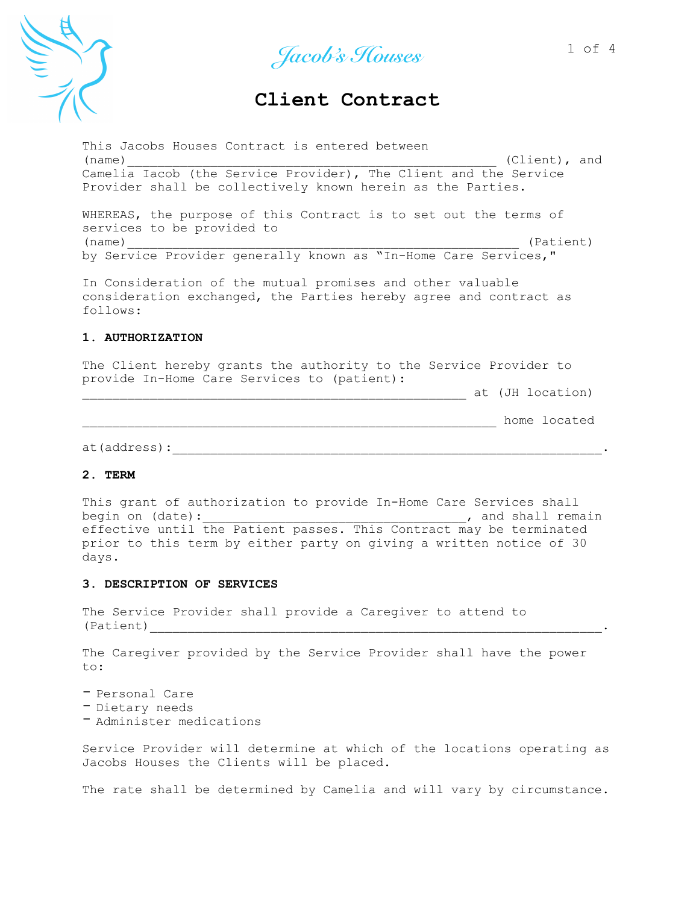Jacob's Houses

# Client Contract

This Jacobs Houses Contract is entered between (name)__________________________________________________ (Client), and Camelia Iacob (the Service Provider), The Client and the Service Provider shall be collectively known herein as the Parties.

WHEREAS, the purpose of this Contract is to set out the terms of services to be provided to (name)_____________________________________________________ (Patient) by Service Provider generally known as "In-Home Care Services,"

In Consideration of the mutual promises and other valuable consideration exchanged, the Parties hereby agree and contract as follows:

**1. AUTHORIZATION**

The Client hereby grants the authority to the Service Provider to provide In-Home Care Services to (patient): ____________________________________________________ at (JH location)

________________________________________________________ home located

at(address):__________________________________________________________.

**2. TERM**

This grant of authorization to provide In-Home Care Services shall begin on (date):___________________________________, and shall remain effective until the Patient passes. This Contract may be terminated prior to this term by either party on giving a written notice of 30 days.

**3. DESCRIPTION OF SERVICES**

The Service Provider shall provide a Caregiver to attend to (Patient)____________________________________________________________.

The Caregiver provided by the Service Provider shall have the power to:

- Personal Care
- Dietary needs
- Administer medications

Service Provider will determine at which of the locations operating as Jacobs Houses the Clients will be placed.

The rate shall be determined by Camelia and will vary by circumstance.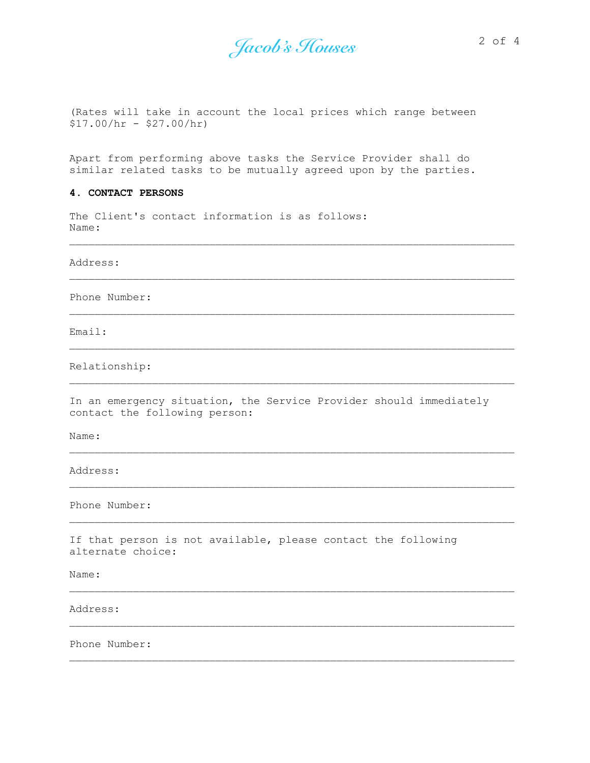(Rates will take in account the local prices which range between $17.00/hr - $27.00/hr)

Apart from performing above tasks the Service Provider shall do similar related tasks to be mutually agreed upon by the parties.

**4. CONTACT PERSONS**

The Client's contact information is as follows:

Name:

______________________________________________________________________

Address:

______________________________________________________________________

Phone Number:

______________________________________________________________________

Email:

______________________________________________________________________

Relationship:

______________________________________________________________________

In an emergency situation, the Service Provider should immediately contact the following person:

Name:

______________________________________________________________________

Address:

______________________________________________________________________

Phone Number:

______________________________________________________________________

If that person is not available, please contact the following alternate choice:

Name:

______________________________________________________________________

Address:

______________________________________________________________________

Phone Number:

______________________________________________________________________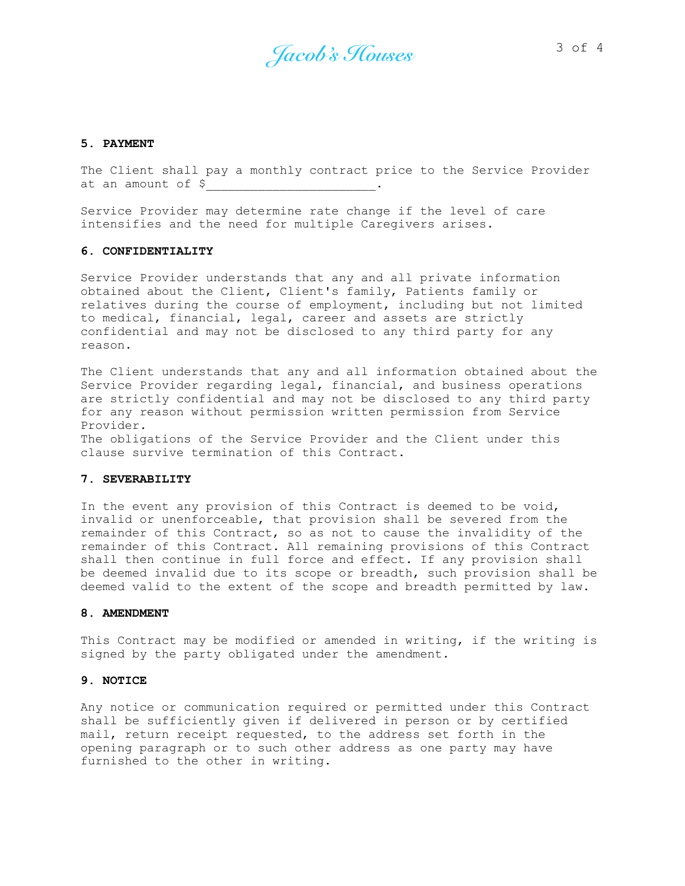**5. PAYMENT**

The Client shall pay a monthly contract price to the Service Provider at an amount of $_______________________.

Service Provider may determine rate change if the level of care intensifies and the need for multiple Caregivers arises.

**6. CONFIDENTIALITY**

Service Provider understands that any and all private information obtained about the Client, Client's family, Patients family or relatives during the course of employment, including but not limited to medical, financial, legal, career and assets are strictly confidential and may not be disclosed to any third party for any reason.

The Client understands that any and all information obtained about the Service Provider regarding legal, financial, and business operations are strictly confidential and may not be disclosed to any third party for any reason without permission written permission from Service Provider.
The obligations of the Service Provider and the Client under this clause survive termination of this Contract.

**7. SEVERABILITY**

In the event any provision of this Contract is deemed to be void, invalid or unenforceable, that provision shall be severed from the remainder of this Contract, so as not to cause the invalidity of the remainder of this Contract. All remaining provisions of this Contract shall then continue in full force and effect. If any provision shall be deemed invalid due to its scope or breadth, such provision shall be deemed valid to the extent of the scope and breadth permitted by law.

**8. AMENDMENT**

This Contract may be modified or amended in writing, if the writing is signed by the party obligated under the amendment.

**9. NOTICE**

Any notice or communication required or permitted under this Contract shall be sufficiently given if delivered in person or by certified mail, return receipt requested, to the address set forth in the opening paragraph or to such other address as one party may have furnished to the other in writing.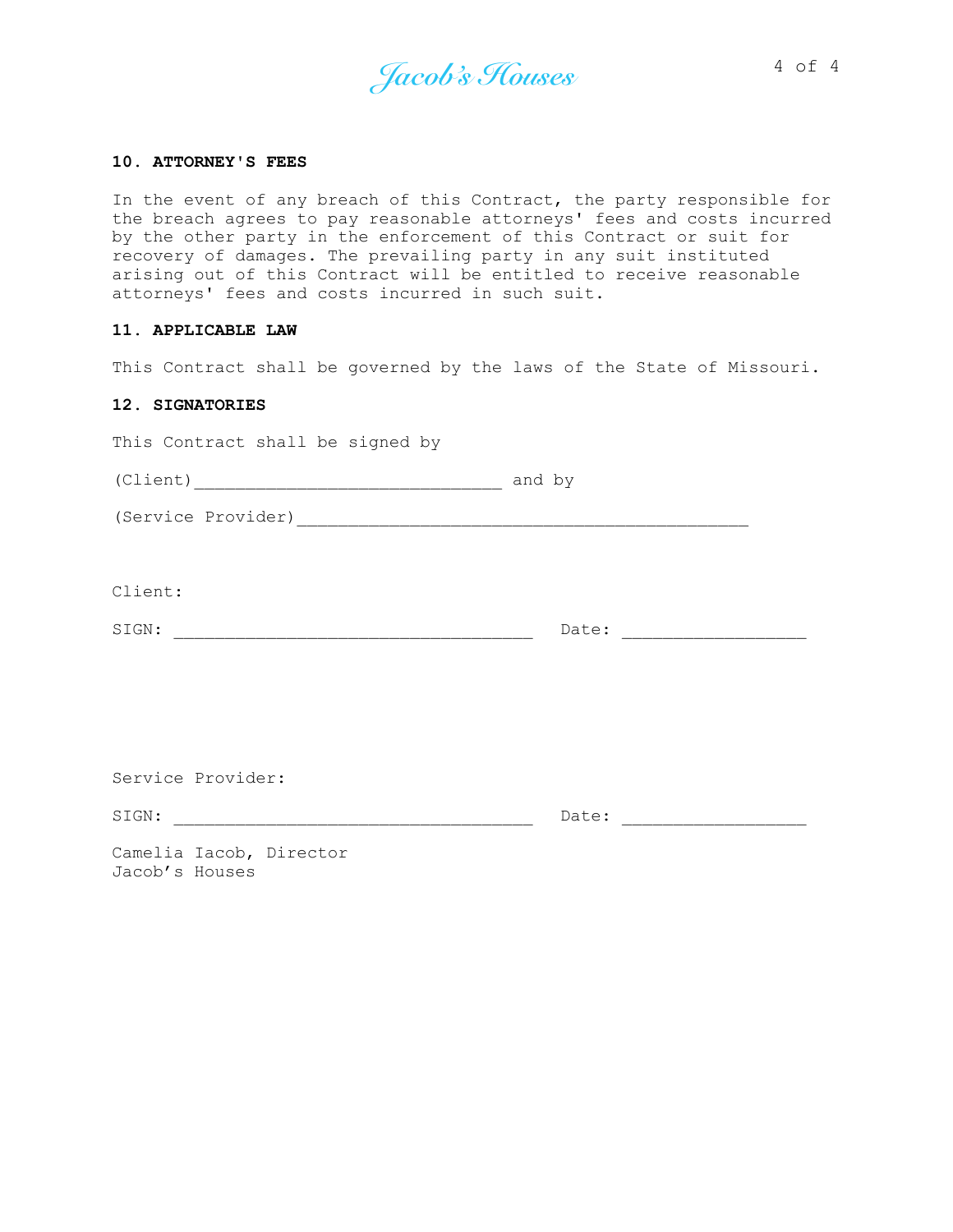### 10. ATTORNEY'S FEES

In the event of any breach of this Contract, the party responsible for the breach agrees to pay reasonable attorneys' fees and costs incurred by the other party in the enforcement of this Contract or suit for recovery of damages. The prevailing party in any suit instituted arising out of this Contract will be entitled to receive reasonable attorneys' fees and costs incurred in such suit.

### 11. APPLICABLE LAW

This Contract shall be governed by the laws of the State of Missouri.

### 12. SIGNATORIES

This Contract shall be signed by

(Client)______________________________ and by

(Service Provider)____________________________________________

Client:

SIGN: ___________________________________ Date: __________________

Service Provider:

SIGN: ___________________________________ Date: __________________

Camelia Iacob, Director
Jacob's Houses